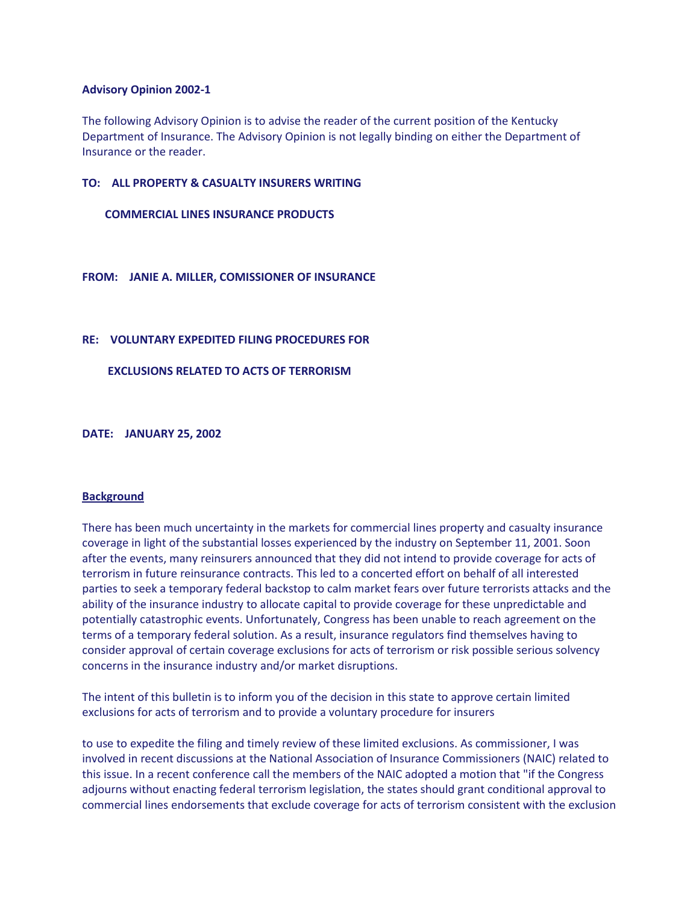**Advisory Opinion 2002-1**

The following Advisory Opinion is to advise the reader of the current position of the Kentucky Department of Insurance. The Advisory Opinion is not legally binding on either the Department of Insurance or the reader.

**TO: ALL PROPERTY & CASUALTY INSURERS WRITING COMMERCIAL LINES INSURANCE PRODUCTS**

**FROM: JANIE A. MILLER, COMISSIONER OF INSURANCE**

**RE: VOLUNTARY EXPEDITED FILING PROCEDURES FOR EXCLUSIONS RELATED TO ACTS OF TERRORISM**

**DATE: JANUARY 25, 2002**

## Background

There has been much uncertainty in the markets for commercial lines property and casualty insurance coverage in light of the substantial losses experienced by the industry on September 11, 2001. Soon after the events, many reinsurers announced that they did not intend to provide coverage for acts of terrorism in future reinsurance contracts. This led to a concerted effort on behalf of all interested parties to seek a temporary federal backstop to calm market fears over future terrorists attacks and the ability of the insurance industry to allocate capital to provide coverage for these unpredictable and potentially catastrophic events. Unfortunately, Congress has been unable to reach agreement on the terms of a temporary federal solution. As a result, insurance regulators find themselves having to consider approval of certain coverage exclusions for acts of terrorism or risk possible serious solvency concerns in the insurance industry and/or market disruptions.

The intent of this bulletin is to inform you of the decision in this state to approve certain limited exclusions for acts of terrorism and to provide a voluntary procedure for insurers to use to expedite the filing and timely review of these limited exclusions. As commissioner, I was involved in recent discussions at the National Association of Insurance Commissioners (NAIC) related to this issue. In a recent conference call the members of the NAIC adopted a motion that "if the Congress adjourns without enacting federal terrorism legislation, the states should grant conditional approval to commercial lines endorsements that exclude coverage for acts of terrorism consistent with the exclusion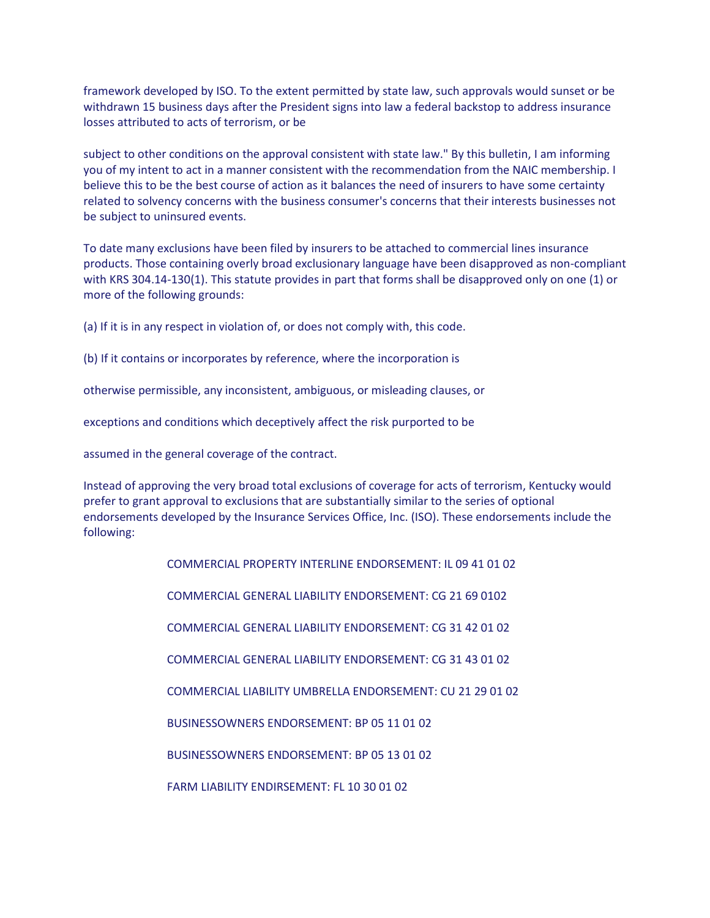framework developed by ISO. To the extent permitted by state law, such approvals would sunset or be withdrawn 15 business days after the President signs into law a federal backstop to address insurance losses attributed to acts of terrorism, or be

subject to other conditions on the approval consistent with state law." By this bulletin, I am informing you of my intent to act in a manner consistent with the recommendation from the NAIC membership. I believe this to be the best course of action as it balances the need of insurers to have some certainty related to solvency concerns with the business consumer's concerns that their interests businesses not be subject to uninsured events.

To date many exclusions have been filed by insurers to be attached to commercial lines insurance products. Those containing overly broad exclusionary language have been disapproved as non-compliant with KRS 304.14-130(1). This statute provides in part that forms shall be disapproved only on one (1) or more of the following grounds:

(a) If it is in any respect in violation of, or does not comply with, this code.

(b) If it contains or incorporates by reference, where the incorporation is

otherwise permissible, any inconsistent, ambiguous, or misleading clauses, or

exceptions and conditions which deceptively affect the risk purported to be

assumed in the general coverage of the contract.

Instead of approving the very broad total exclusions of coverage for acts of terrorism, Kentucky would prefer to grant approval to exclusions that are substantially similar to the series of optional endorsements developed by the Insurance Services Office, Inc. (ISO). These endorsements include the following:

COMMERCIAL PROPERTY INTERLINE ENDORSEMENT: IL 09 41 01 02

COMMERCIAL GENERAL LIABILITY ENDORSEMENT: CG 21 69 0102

COMMERCIAL GENERAL LIABILITY ENDORSEMENT: CG 31 42 01 02

COMMERCIAL GENERAL LIABILITY ENDORSEMENT: CG 31 43 01 02

COMMERCIAL LIABILITY UMBRELLA ENDORSEMENT: CU 21 29 01 02

BUSINESSOWNERS ENDORSEMENT: BP 05 11 01 02

BUSINESSOWNERS ENDORSEMENT: BP 05 13 01 02

FARM LIABILITY ENDIRSEMENT: FL 10 30 01 02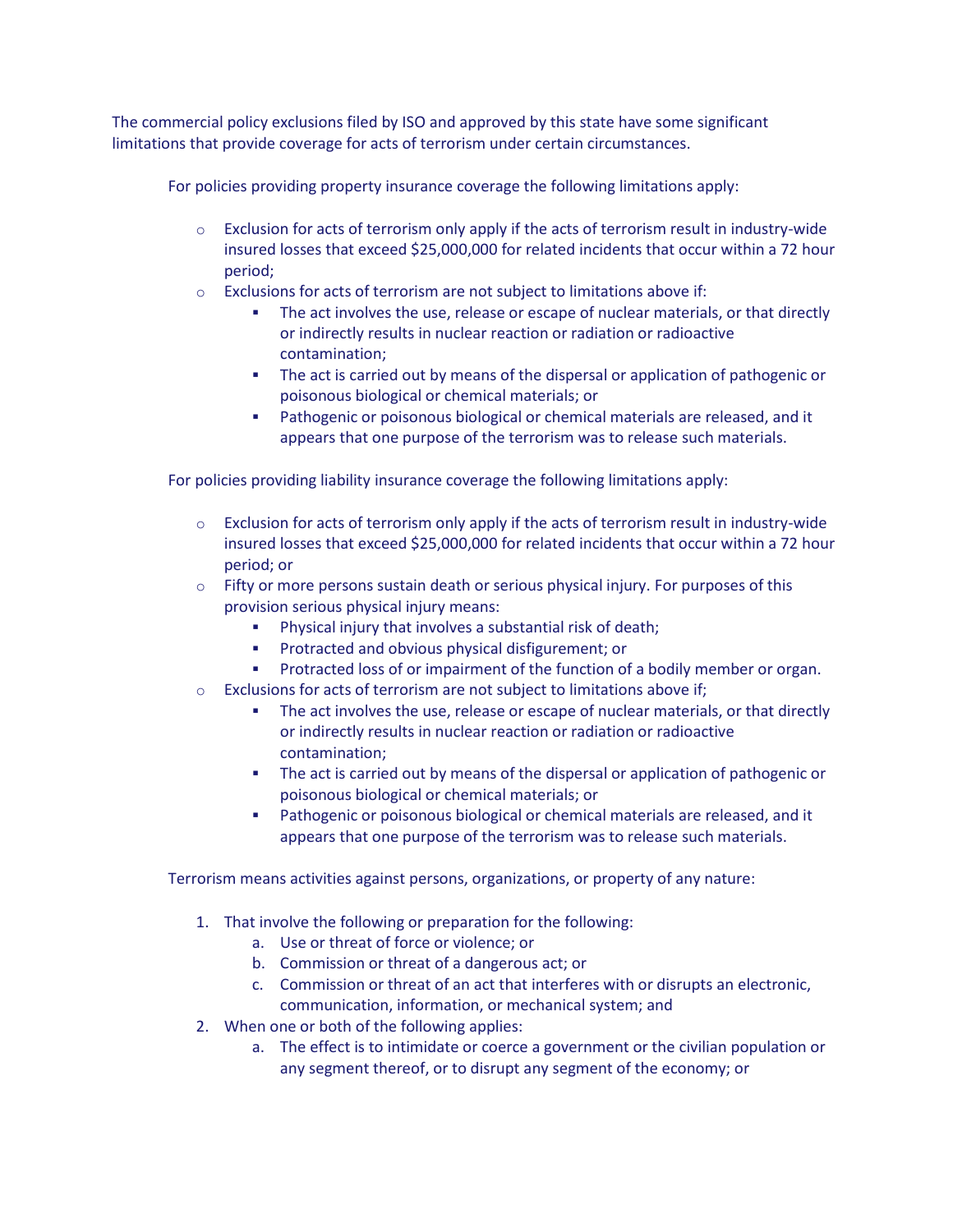The commercial policy exclusions filed by ISO and approved by this state have some significant limitations that provide coverage for acts of terrorism under certain circumstances.

For policies providing property insurance coverage the following limitations apply:

- Exclusion for acts of terrorism only apply if the acts of terrorism result in industry-wide insured losses that exceed $25,000,000 for related incidents that occur within a 72 hour period;
- Exclusions for acts of terrorism are not subject to limitations above if:
  - The act involves the use, release or escape of nuclear materials, or that directly or indirectly results in nuclear reaction or radiation or radioactive contamination;
  - The act is carried out by means of the dispersal or application of pathogenic or poisonous biological or chemical materials; or
  - Pathogenic or poisonous biological or chemical materials are released, and it appears that one purpose of the terrorism was to release such materials.

For policies providing liability insurance coverage the following limitations apply:

- Exclusion for acts of terrorism only apply if the acts of terrorism result in industry-wide insured losses that exceed $25,000,000 for related incidents that occur within a 72 hour period; or
- Fifty or more persons sustain death or serious physical injury. For purposes of this provision serious physical injury means:
  - Physical injury that involves a substantial risk of death;
  - Protracted and obvious physical disfigurement; or
  - Protracted loss of or impairment of the function of a bodily member or organ.
- Exclusions for acts of terrorism are not subject to limitations above if;
  - The act involves the use, release or escape of nuclear materials, or that directly or indirectly results in nuclear reaction or radiation or radioactive contamination;
  - The act is carried out by means of the dispersal or application of pathogenic or poisonous biological or chemical materials; or
  - Pathogenic or poisonous biological or chemical materials are released, and it appears that one purpose of the terrorism was to release such materials.

Terrorism means activities against persons, organizations, or property of any nature:

1. That involve the following or preparation for the following:
   a. Use or threat of force or violence; or
   b. Commission or threat of a dangerous act; or
   c. Commission or threat of an act that interferes with or disrupts an electronic, communication, information, or mechanical system; and
2. When one or both of the following applies:
   a. The effect is to intimidate or coerce a government or the civilian population or any segment thereof, or to disrupt any segment of the economy; or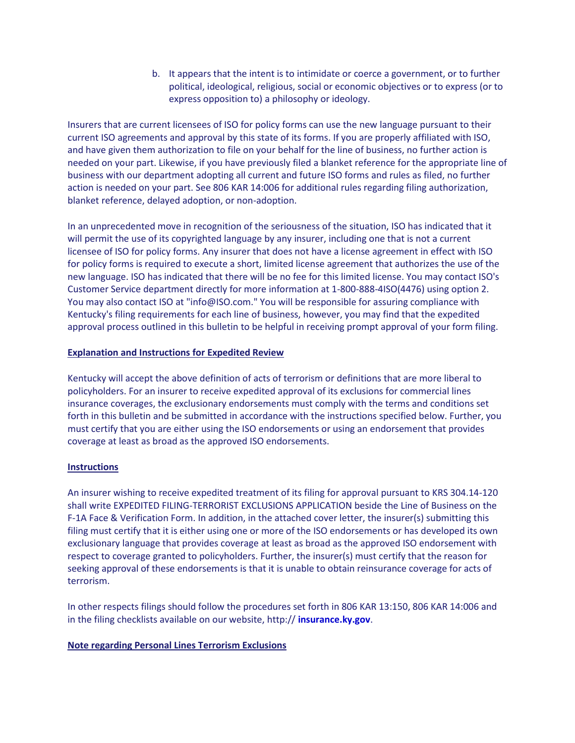b. It appears that the intent is to intimidate or coerce a government, or to further political, ideological, religious, social or economic objectives or to express (or to express opposition to) a philosophy or ideology.

Insurers that are current licensees of ISO for policy forms can use the new language pursuant to their current ISO agreements and approval by this state of its forms. If you are properly affiliated with ISO, and have given them authorization to file on your behalf for the line of business, no further action is needed on your part. Likewise, if you have previously filed a blanket reference for the appropriate line of business with our department adopting all current and future ISO forms and rules as filed, no further action is needed on your part. See 806 KAR 14:006 for additional rules regarding filing authorization, blanket reference, delayed adoption, or non-adoption.

In an unprecedented move in recognition of the seriousness of the situation, ISO has indicated that it will permit the use of its copyrighted language by any insurer, including one that is not a current licensee of ISO for policy forms. Any insurer that does not have a license agreement in effect with ISO for policy forms is required to execute a short, limited license agreement that authorizes the use of the new language. ISO has indicated that there will be no fee for this limited license. You may contact ISO's Customer Service department directly for more information at 1-800-888-4ISO(4476) using option 2. You may also contact ISO at "info@ISO.com." You will be responsible for assuring compliance with Kentucky's filing requirements for each line of business, however, you may find that the expedited approval process outlined in this bulletin to be helpful in receiving prompt approval of your form filing.

**Explanation and Instructions for Expedited Review**

Kentucky will accept the above definition of acts of terrorism or definitions that are more liberal to policyholders. For an insurer to receive expedited approval of its exclusions for commercial lines insurance coverages, the exclusionary endorsements must comply with the terms and conditions set forth in this bulletin and be submitted in accordance with the instructions specified below. Further, you must certify that you are either using the ISO endorsements or using an endorsement that provides coverage at least as broad as the approved ISO endorsements.

**Instructions**

An insurer wishing to receive expedited treatment of its filing for approval pursuant to KRS 304.14-120 shall write EXPEDITED FILING-TERRORIST EXCLUSIONS APPLICATION beside the Line of Business on the F-1A Face & Verification Form. In addition, in the attached cover letter, the insurer(s) submitting this filing must certify that it is either using one or more of the ISO endorsements or has developed its own exclusionary language that provides coverage at least as broad as the approved ISO endorsement with respect to coverage granted to policyholders. Further, the insurer(s) must certify that the reason for seeking approval of these endorsements is that it is unable to obtain reinsurance coverage for acts of terrorism.

In other respects filings should follow the procedures set forth in 806 KAR 13:150, 806 KAR 14:006 and in the filing checklists available on our website, http:// **insurance.ky.gov**.

**Note regarding Personal Lines Terrorism Exclusions**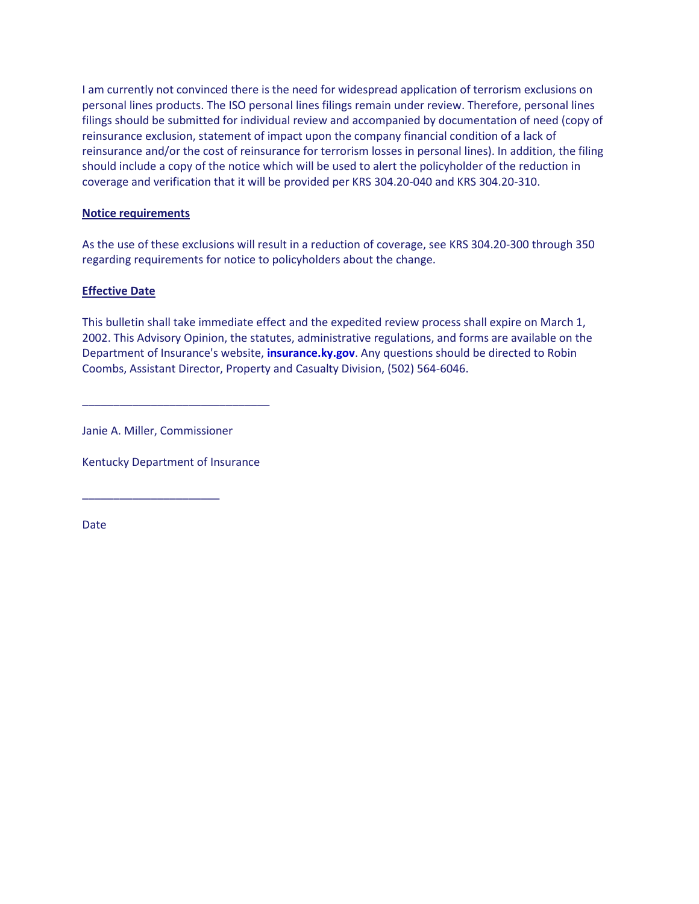I am currently not convinced there is the need for widespread application of terrorism exclusions on personal lines products. The ISO personal lines filings remain under review. Therefore, personal lines filings should be submitted for individual review and accompanied by documentation of need (copy of reinsurance exclusion, statement of impact upon the company financial condition of a lack of reinsurance and/or the cost of reinsurance for terrorism losses in personal lines). In addition, the filing should include a copy of the notice which will be used to alert the policyholder of the reduction in coverage and verification that it will be provided per KRS 304.20-040 and KRS 304.20-310.

**Notice requirements**

As the use of these exclusions will result in a reduction of coverage, see KRS 304.20-300 through 350 regarding requirements for notice to policyholders about the change.

**Effective Date**

This bulletin shall take immediate effect and the expedited review process shall expire on March 1, 2002. This Advisory Opinion, the statutes, administrative regulations, and forms are available on the Department of Insurance's website, **insurance.ky.gov**. Any questions should be directed to Robin Coombs, Assistant Director, Property and Casualty Division, (502) 564-6046.

______________________________

Janie A. Miller, Commissioner

Kentucky Department of Insurance

______________________

Date